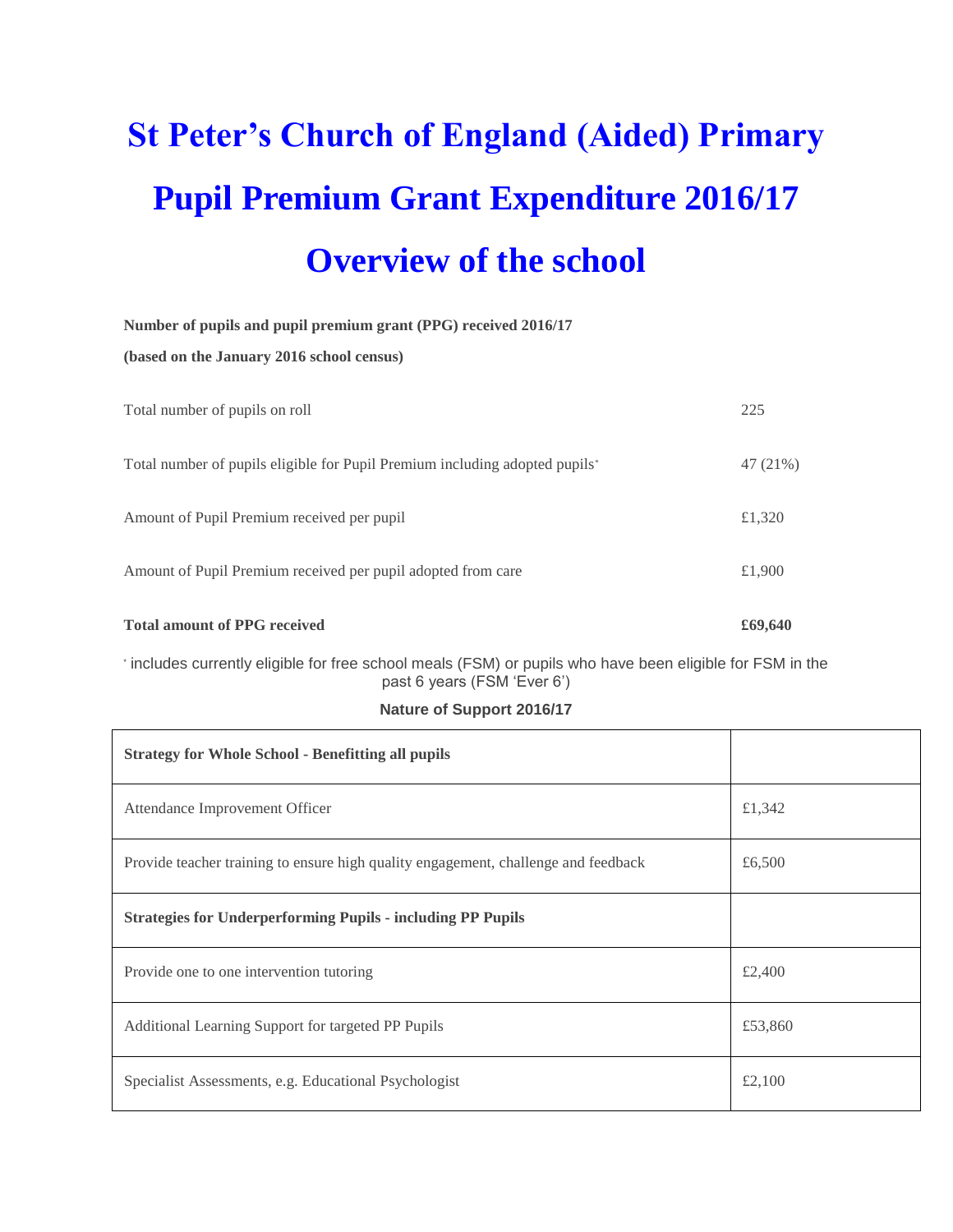# St Peter's Church of England (Aided) Primary

# Pupil Premium Grant Expenditure 2016/17

# Overview of the school

**Number of pupils and pupil premium grant (PPG) received 2016/17**

**(based on the January 2016 school census)**

| | |
|---|---|
| Total number of pupils on roll | 225 |
| Total number of pupils eligible for Pupil Premium including adopted pupils* | 47 (21%) |
| Amount of Pupil Premium received per pupil | £1,320 |
| Amount of Pupil Premium received per pupil adopted from care | £1,900 |
| **Total amount of PPG received** | **£69,640** |

* includes currently eligible for free school meals (FSM) or pupils who have been eligible for FSM in the past 6 years (FSM 'Ever 6')

**Nature of Support 2016/17**

| | |
|---|---|
| **Strategy for Whole School - Benefitting all pupils** | |
| Attendance Improvement Officer | £1,342 |
| Provide teacher training to ensure high quality engagement, challenge and feedback | £6,500 |
| **Strategies for Underperforming Pupils - including PP Pupils** | |
| Provide one to one intervention tutoring | £2,400 |
| Additional Learning Support for targeted PP Pupils | £53,860 |
| Specialist Assessments, e.g. Educational Psychologist | £2,100 |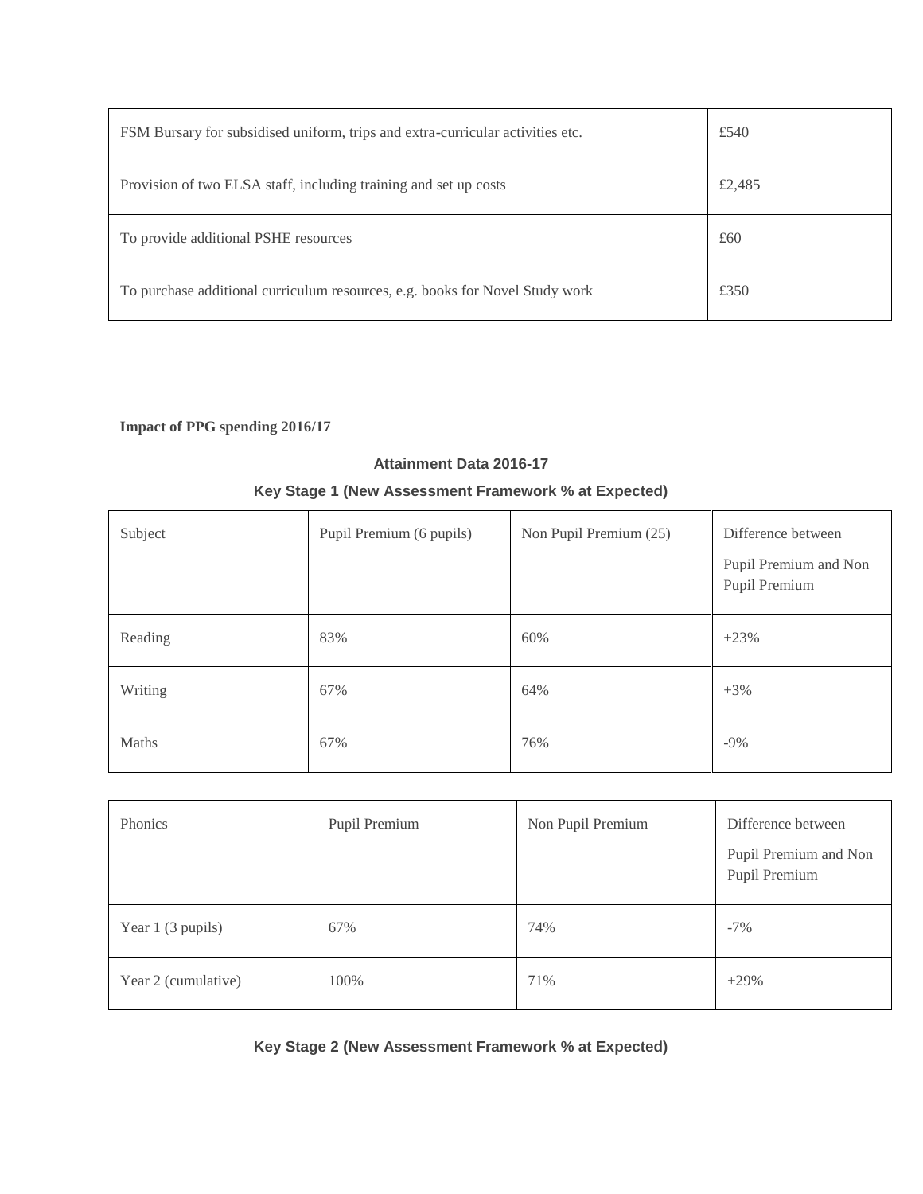| FSM Bursary for subsidised uniform, trips and extra-curricular activities etc. | £540 |
|---|---|
| Provision of two ELSA staff, including training and set up costs | £2,485 |
| To provide additional PSHE resources | £60 |
| To purchase additional curriculum resources, e.g. books for Novel Study work | £350 |

**Impact of PPG spending 2016/17**

### Attainment Data 2016-17

### Key Stage 1 (New Assessment Framework % at Expected)

| Subject | Pupil Premium (6 pupils) | Non Pupil Premium (25) | Difference between Pupil Premium and Non Pupil Premium |
|---|---|---|---|
| Reading | 83% | 60% | +23% |
| Writing | 67% | 64% | +3% |
| Maths | 67% | 76% | -9% |

| Phonics | Pupil Premium | Non Pupil Premium | Difference between Pupil Premium and Non Pupil Premium |
|---|---|---|---|
| Year 1 (3 pupils) | 67% | 74% | -7% |
| Year 2 (cumulative) | 100% | 71% | +29% |

### Key Stage 2 (New Assessment Framework % at Expected)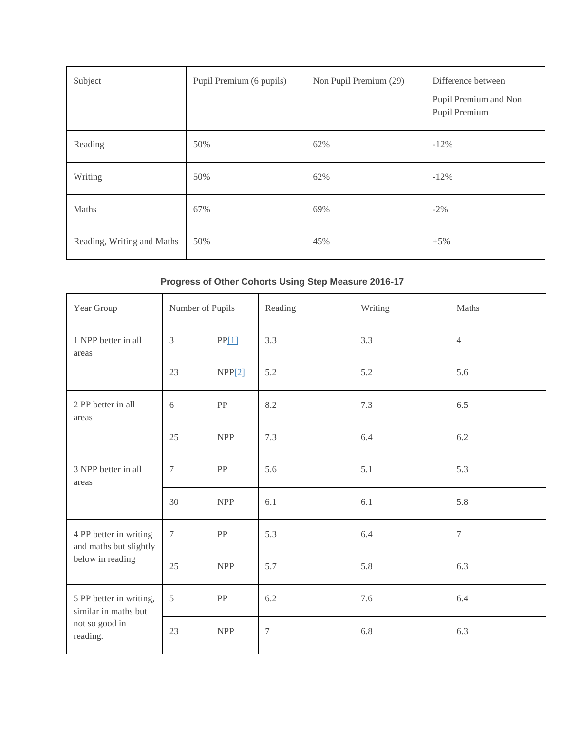| Subject | Pupil Premium (6 pupils) | Non Pupil Premium (29) | Difference between Pupil Premium and Non Pupil Premium |
|---|---|---|---|
| Reading | 50% | 62% | -12% |
| Writing | 50% | 62% | -12% |
| Maths | 67% | 69% | -2% |
| Reading, Writing and Maths | 50% | 45% | +5% |

**Progress of Other Cohorts Using Step Measure 2016-17**

| Year Group | Number of Pupils | | Reading | Writing | Maths |
|---|---|---|---|---|---|
| 1 NPP better in all areas | 3 | PP[1] | 3.3 | 3.3 | 4 |
| | 23 | NPP[2] | 5.2 | 5.2 | 5.6 |
| 2 PP better in all areas | 6 | PP | 8.2 | 7.3 | 6.5 |
| | 25 | NPP | 7.3 | 6.4 | 6.2 |
| 3 NPP better in all areas | 7 | PP | 5.6 | 5.1 | 5.3 |
| | 30 | NPP | 6.1 | 6.1 | 5.8 |
| 4 PP better in writing and maths but slightly below in reading | 7 | PP | 5.3 | 6.4 | 7 |
| | 25 | NPP | 5.7 | 5.8 | 6.3 |
| 5 PP better in writing, similar in maths but not so good in reading. | 5 | PP | 6.2 | 7.6 | 6.4 |
| | 23 | NPP | 7 | 6.8 | 6.3 |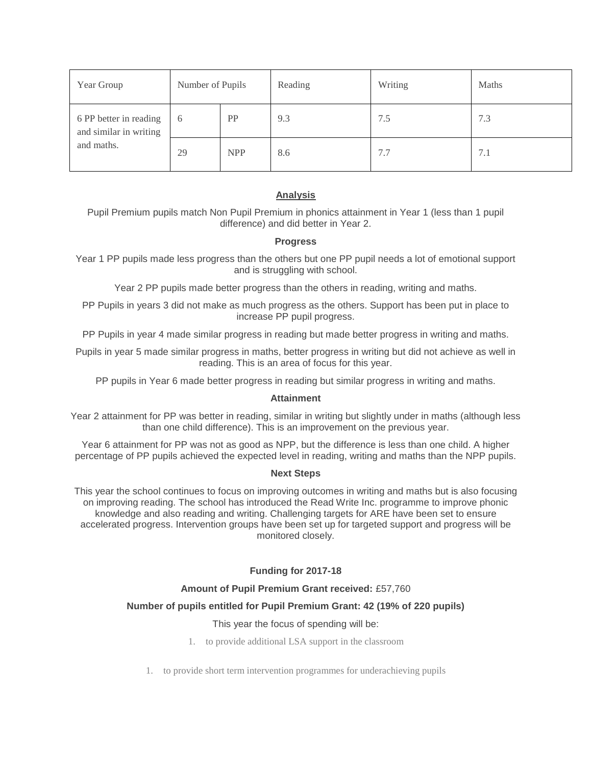| Year Group | Number of Pupils | | Reading | Writing | Maths |
|---|---|---|---|---|---|
| 6 PP better in reading and similar in writing and maths. | 6 | PP | 9.3 | 7.5 | 7.3 |
| | 29 | NPP | 8.6 | 7.7 | 7.1 |

**Analysis**

Pupil Premium pupils match Non Pupil Premium in phonics attainment in Year 1 (less than 1 pupil difference) and did better in Year 2.

**Progress**

Year 1 PP pupils made less progress than the others but one PP pupil needs a lot of emotional support and is struggling with school.

Year 2 PP pupils made better progress than the others in reading, writing and maths.

PP Pupils in years 3 did not make as much progress as the others. Support has been put in place to increase PP pupil progress.

PP Pupils in year 4 made similar progress in reading but made better progress in writing and maths.

Pupils in year 5 made similar progress in maths, better progress in writing but did not achieve as well in reading. This is an area of focus for this year.

PP pupils in Year 6 made better progress in reading but similar progress in writing and maths.

**Attainment**

Year 2 attainment for PP was better in reading, similar in writing but slightly under in maths (although less than one child difference). This is an improvement on the previous year.

Year 6 attainment for PP was not as good as NPP, but the difference is less than one child. A higher percentage of PP pupils achieved the expected level in reading, writing and maths than the NPP pupils.

**Next Steps**

This year the school continues to focus on improving outcomes in writing and maths but is also focusing on improving reading. The school has introduced the Read Write Inc. programme to improve phonic knowledge and also reading and writing. Challenging targets for ARE have been set to ensure accelerated progress. Intervention groups have been set up for targeted support and progress will be monitored closely.

**Funding for 2017-18**

**Amount of Pupil Premium Grant received:** £57,760

**Number of pupils entitled for Pupil Premium Grant: 42 (19% of 220 pupils)**

This year the focus of spending will be:

1. to provide additional LSA support in the classroom

1. to provide short term intervention programmes for underachieving pupils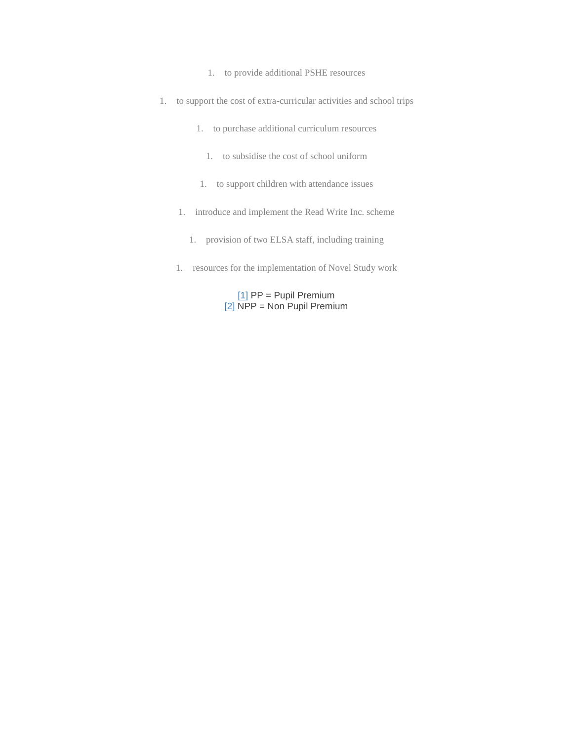1. to provide additional PSHE resources

1. to support the cost of extra-curricular activities and school trips

1. to purchase additional curriculum resources

1. to subsidise the cost of school uniform

1. to support children with attendance issues

1. introduce and implement the Read Write Inc. scheme

1. provision of two ELSA staff, including training

1. resources for the implementation of Novel Study work

[1] PP = Pupil Premium
[2] NPP = Non Pupil Premium